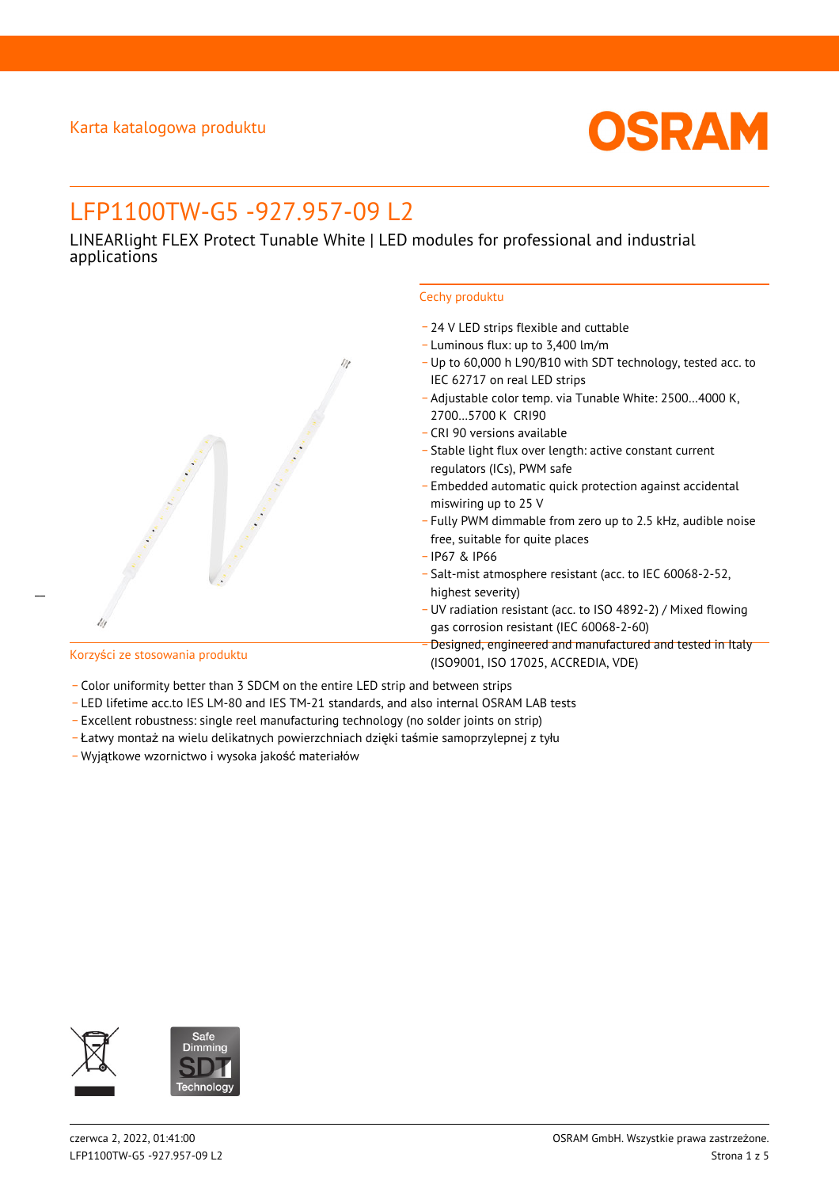Karta katalogowa produktu

# LFP1100TW-G5 -927.957-09 L2

LINEARlight FLEX Protect Tunable White | LED modules for professional and industrial applications

## Cechy produktu

- 24 V LED strips flexible and cuttable
- Luminous flux: up to 3,400 lm/m
- Up to 60,000 h L90/B10 with SDT technology, tested acc. to IEC 62717 on real LED strips
- Adjustable color temp. via Tunable White: 2500…4000 K, 2700…5700 K CRI90
- CRI 90 versions available
- Stable light flux over length: active constant current regulators (ICs), PWM safe
- Embedded automatic quick protection against accidental miswiring up to 25 V
- Fully PWM dimmable from zero up to 2.5 kHz, audible noise free, suitable for quite places
- IP67 & IP66
- Salt-mist atmosphere resistant (acc. to IEC 60068-2-52, highest severity)
- UV radiation resistant (acc. to ISO 4892-2) / Mixed flowing gas corrosion resistant (IEC 60068-2-60)
- Designed, engineered and manufactured and tested in Italy (ISO9001, ISO 17025, ACCREDIA, VDE)

## Korzyści ze stosowania produktu

- Color uniformity better than 3 SDCM on the entire LED strip and between strips
- LED lifetime acc.to IES LM-80 and IES TM-21 standards, and also internal OSRAM LAB tests
- Excellent robustness: single reel manufacturing technology (no solder joints on strip)
- Łatwy montaż na wielu delikatnych powierzchniach dzięki taśmie samoprzylepnej z tyłu
- Wyjątkowe wzornictwo i wysoka jakość materiałów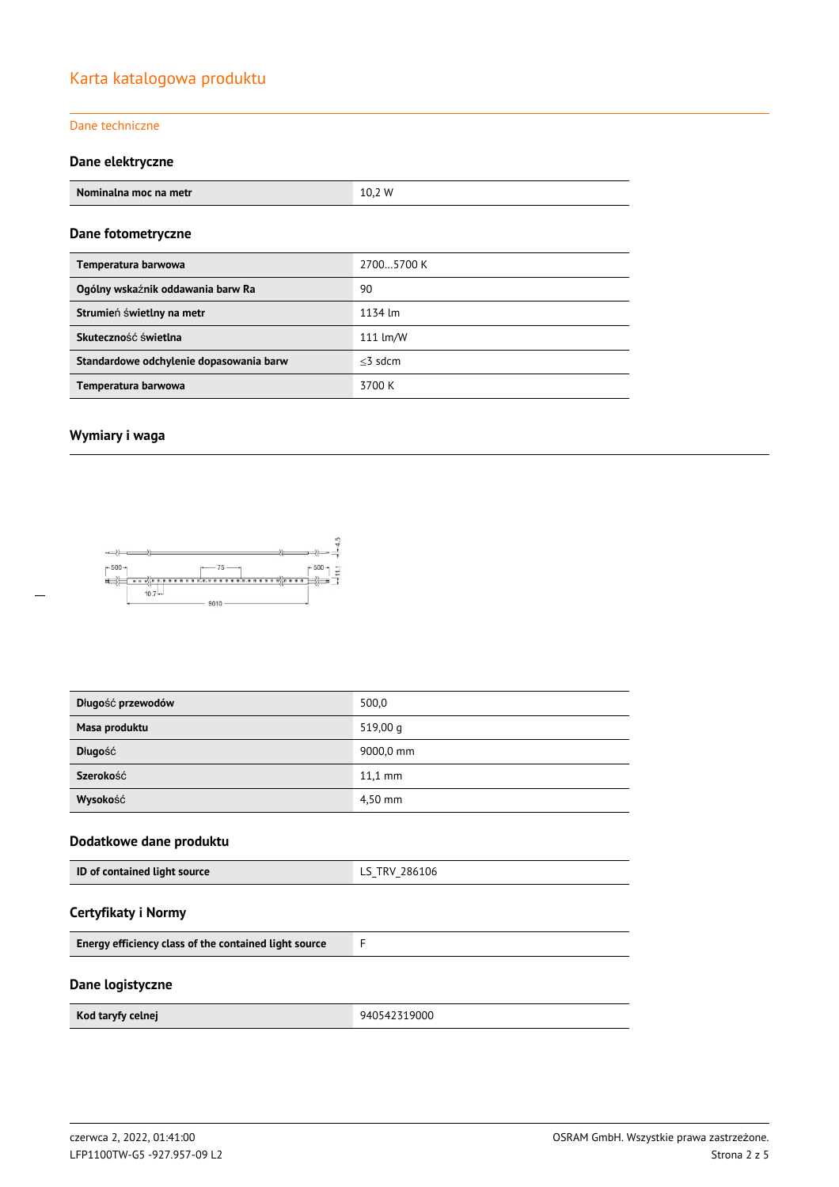# Karta katalogowa produktu

## Dane techniczne

### Dane elektryczne

| Nominalna moc na metr | 10,2 W |
|---|---|

### Dane fotometryczne

| Temperatura barwowa | 2700…5700 K |
|---|---|
| Ogólny wskaźnik oddawania barw Ra | 90 |
| Strumień świetlny na metr | 1134 lm |
| Skuteczność świetlna | 111 lm/W |
| Standardowe odchylenie dopasowania barw | ≤3 sdcm |
| Temperatura barwowa | 3700 K |

### Wymiary i waga

| Długość przewodów | 500,0 |
|---|---|
| Masa produktu | 519,00 g |
| Długość | 9000,0 mm |
| Szerokość | 11,1 mm |
| Wysokość | 4,50 mm |

### Dodatkowe dane produktu

| ID of contained light source | LS_TRV_286106 |
|---|---|

### Certyfikaty i Normy

| Energy efficiency class of the contained light source | F |
|---|---|

### Dane logistyczne

| Kod taryfy celnej | 940542319000 |
|---|---|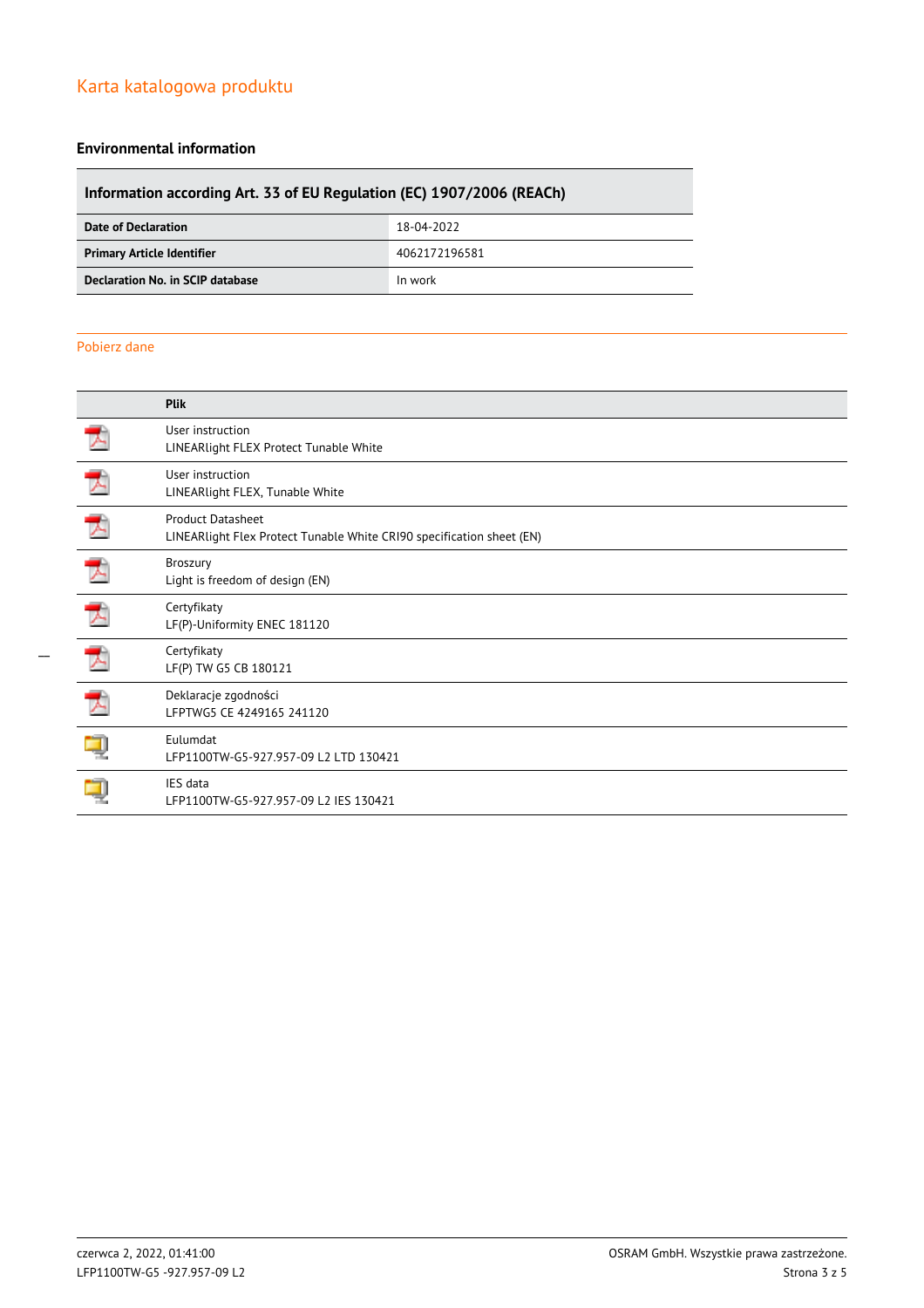# Karta katalogowa produktu

## Environmental information

| Information according Art. 33 of EU Regulation (EC) 1907/2006 (REACh) | |
|---|---|
| **Date of Declaration** | 18-04-2022 |
| **Primary Article Identifier** | 4062172196581 |
| **Declaration No. in SCIP database** | In work |

## Pobierz dane

| | Plik |
|---|---|
| | User instruction<br>LINEARlight FLEX Protect Tunable White |
| | User instruction<br>LINEARlight FLEX, Tunable White |
| | Product Datasheet<br>LINEARlight Flex Protect Tunable White CRI90 specification sheet (EN) |
| | Broszury<br>Light is freedom of design (EN) |
| | Certyfikaty<br>LF(P)-Uniformity ENEC 181120 |
| | Certyfikaty<br>LF(P) TW G5 CB 180121 |
| | Deklaracje zgodności<br>LFPTWG5 CE 4249165 241120 |
| | Eulumdat<br>LFP1100TW-G5-927.957-09 L2 LTD 130421 |
| | IES data<br>LFP1100TW-G5-927.957-09 L2 IES 130421 |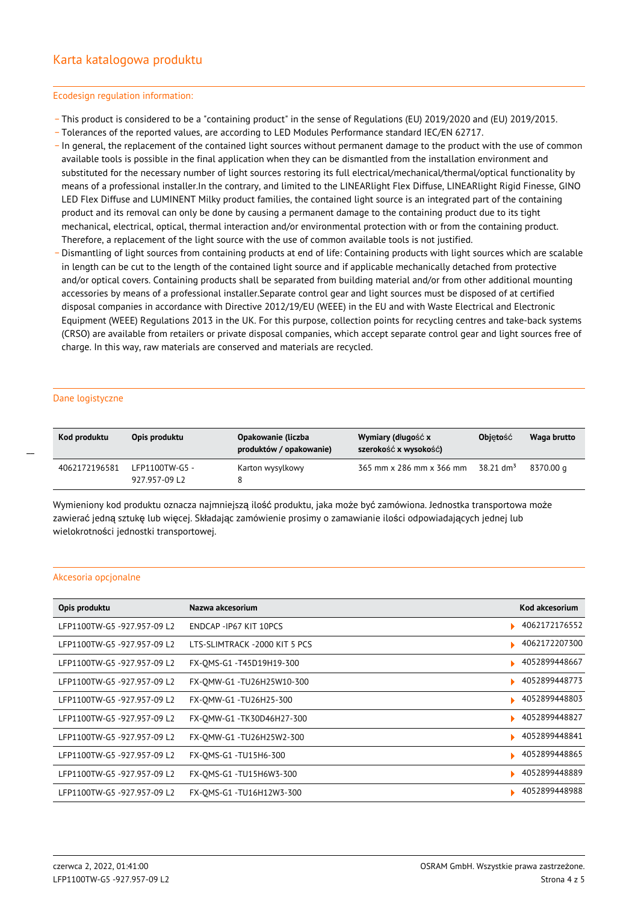# Karta katalogowa produktu

## Ecodesign regulation information:

- This product is considered to be a "containing product" in the sense of Regulations (EU) 2019/2020 and (EU) 2019/2015.
- Tolerances of the reported values, are according to LED Modules Performance standard IEC/EN 62717.
- In general, the replacement of the contained light sources without permanent damage to the product with the use of common available tools is possible in the final application when they can be dismantled from the installation environment and substituted for the necessary number of light sources restoring its full electrical/mechanical/thermal/optical functionality by means of a professional installer.In the contrary, and limited to the LINEARlight Flex Diffuse, LINEARlight Rigid Finesse, GINO LED Flex Diffuse and LUMINENT Milky product families, the contained light source is an integrated part of the containing product and its removal can only be done by causing a permanent damage to the containing product due to its tight mechanical, electrical, optical, thermal interaction and/or environmental protection with or from the containing product. Therefore, a replacement of the light source with the use of common available tools is not justified.
- Dismantling of light sources from containing products at end of life: Containing products with light sources which are scalable in length can be cut to the length of the contained light source and if applicable mechanically detached from protective and/or optical covers. Containing products shall be separated from building material and/or from other additional mounting accessories by means of a professional installer.Separate control gear and light sources must be disposed of at certified disposal companies in accordance with Directive 2012/19/EU (WEEE) in the EU and with Waste Electrical and Electronic Equipment (WEEE) Regulations 2013 in the UK. For this purpose, collection points for recycling centres and take-back systems (CRSO) are available from retailers or private disposal companies, which accept separate control gear and light sources free of charge. In this way, raw materials are conserved and materials are recycled.

## Dane logistyczne

| Kod produktu | Opis produktu | Opakowanie (liczba produktów / opakowanie) | Wymiary (długość x szerokość x wysokość) | Objętość | Waga brutto |
|---|---|---|---|---|---|
| 4062172196581 | LFP1100TW-G5 - 927.957-09 L2 | Karton wysylkowy 8 | 365 mm x 286 mm x 366 mm | 38.21 dm³ | 8370.00 g |

Wymieniony kod produktu oznacza najmniejszą ilość produktu, jaka może być zamówiona. Jednostka transportowa może zawierać jedną sztukę lub więcej. Składając zamówienie prosimy o zamawianie ilości odpowiadających jednej lub wielokrotności jednostki transportowej.

## Akcesoria opcjonalne

| Opis produktu | Nazwa akcesorium | Kod akcesorium |
|---|---|---|
| LFP1100TW-G5 -927.957-09 L2 | ENDCAP -IP67 KIT 10PCS | 4062172176552 |
| LFP1100TW-G5 -927.957-09 L2 | LTS-SLIMTRACK -2000 KIT 5 PCS | 4062172207300 |
| LFP1100TW-G5 -927.957-09 L2 | FX-QMS-G1 -T45D19H19-300 | 4052899448667 |
| LFP1100TW-G5 -927.957-09 L2 | FX-QMW-G1 -TU26H25W10-300 | 4052899448773 |
| LFP1100TW-G5 -927.957-09 L2 | FX-QMW-G1 -TU26H25-300 | 4052899448803 |
| LFP1100TW-G5 -927.957-09 L2 | FX-QMW-G1 -TK30D46H27-300 | 4052899448827 |
| LFP1100TW-G5 -927.957-09 L2 | FX-QMW-G1 -TU26H25W2-300 | 4052899448841 |
| LFP1100TW-G5 -927.957-09 L2 | FX-QMS-G1 -TU15H6-300 | 4052899448865 |
| LFP1100TW-G5 -927.957-09 L2 | FX-QMS-G1 -TU15H6W3-300 | 4052899448889 |
| LFP1100TW-G5 -927.957-09 L2 | FX-QMS-G1 -TU16H12W3-300 | 4052899448988 |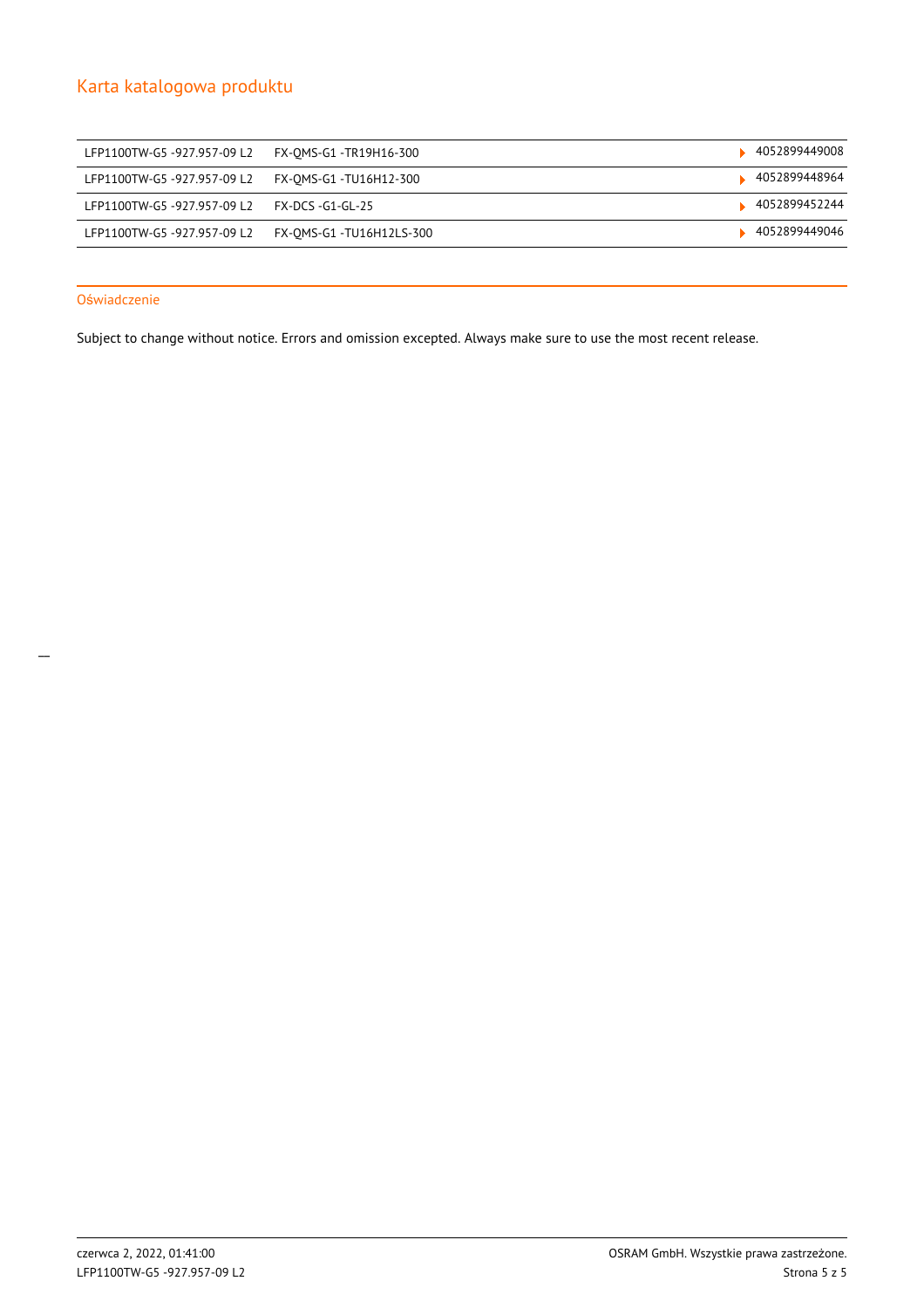## Karta katalogowa produktu

| | | |
|---|---|---|
| LFP1100TW-G5 -927.957-09 L2 | FX-QMS-G1 -TR19H16-300 | 4052899449008 |
| LFP1100TW-G5 -927.957-09 L2 | FX-QMS-G1 -TU16H12-300 | 4052899448964 |
| LFP1100TW-G5 -927.957-09 L2 | FX-DCS -G1-GL-25 | 4052899452244 |
| LFP1100TW-G5 -927.957-09 L2 | FX-QMS-G1 -TU16H12LS-300 | 4052899449046 |

### Oświadczenie

Subject to change without notice. Errors and omission excepted. Always make sure to use the most recent release.